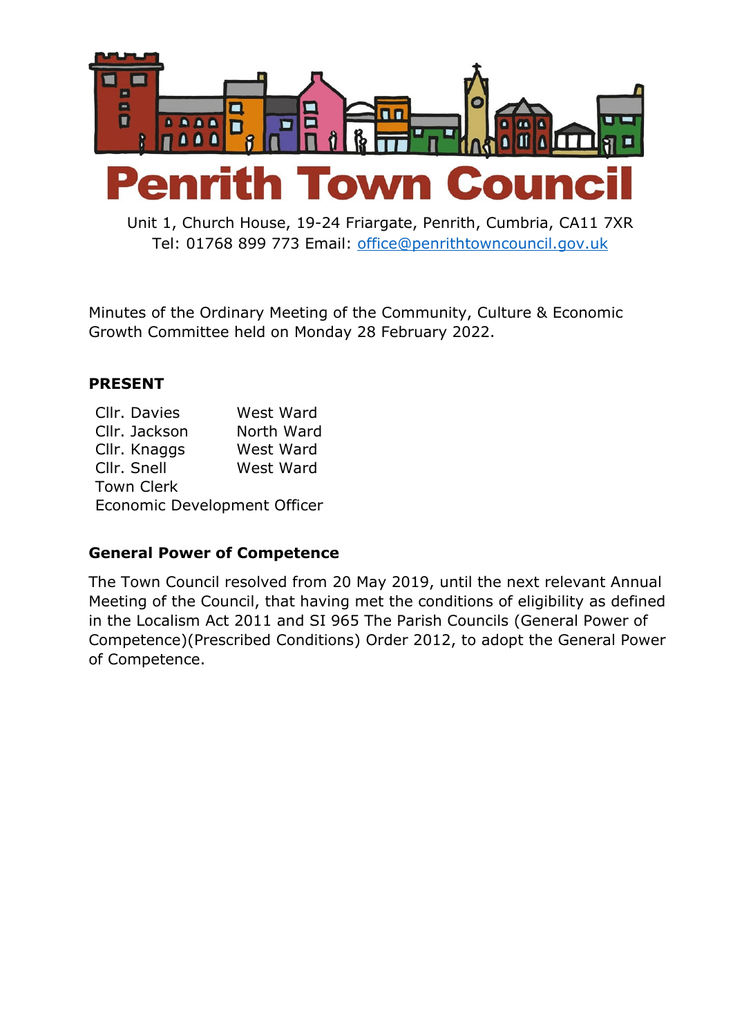# Penrith Town Council

Unit 1, Church House, 19-24 Friargate, Penrith, Cumbria, CA11 7XR
Tel: 01768 899 773 Email: office@penrithtowncouncil.gov.uk

Minutes of the Ordinary Meeting of the Community, Culture & Economic Growth Committee held on Monday 28 February 2022.

**PRESENT**

| | |
|---|---|
| Cllr. Davies | West Ward |
| Cllr. Jackson | North Ward |
| Cllr. Knaggs | West Ward |
| Cllr. Snell | West Ward |
| Town Clerk | |
| Economic Development Officer | |

**General Power of Competence**

The Town Council resolved from 20 May 2019, until the next relevant Annual Meeting of the Council, that having met the conditions of eligibility as defined in the Localism Act 2011 and SI 965 The Parish Councils (General Power of Competence)(Prescribed Conditions) Order 2012, to adopt the General Power of Competence.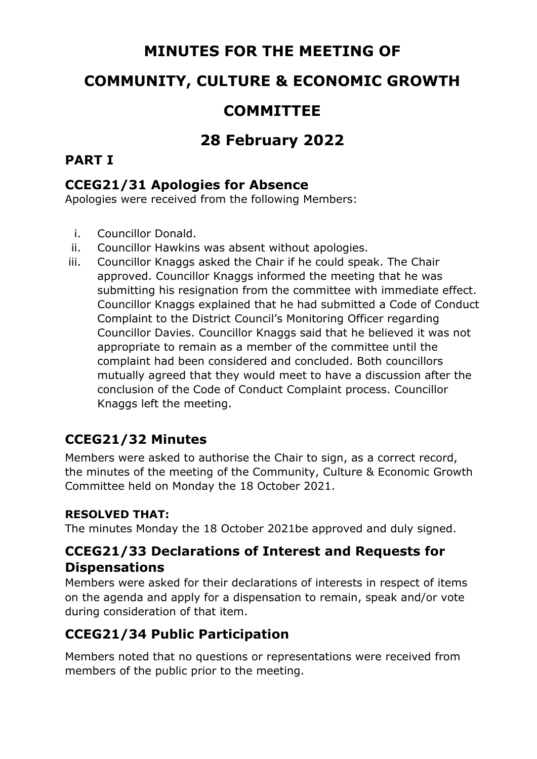# MINUTES FOR THE MEETING OF

# COMMUNITY, CULTURE & ECONOMIC GROWTH

# COMMITTEE

# 28 February 2022

## PART I

### CCEG21/31 Apologies for Absence

Apologies were received from the following Members:

i. Councillor Donald.
ii. Councillor Hawkins was absent without apologies.
iii. Councillor Knaggs asked the Chair if he could speak. The Chair approved. Councillor Knaggs informed the meeting that he was submitting his resignation from the committee with immediate effect. Councillor Knaggs explained that he had submitted a Code of Conduct Complaint to the District Council's Monitoring Officer regarding Councillor Davies. Councillor Knaggs said that he believed it was not appropriate to remain as a member of the committee until the complaint had been considered and concluded. Both councillors mutually agreed that they would meet to have a discussion after the conclusion of the Code of Conduct Complaint process. Councillor Knaggs left the meeting.

### CCEG21/32 Minutes

Members were asked to authorise the Chair to sign, as a correct record, the minutes of the meeting of the Community, Culture & Economic Growth Committee held on Monday the 18 October 2021.

**RESOLVED THAT:**

The minutes Monday the 18 October 2021be approved and duly signed.

### CCEG21/33 Declarations of Interest and Requests for Dispensations

Members were asked for their declarations of interests in respect of items on the agenda and apply for a dispensation to remain, speak and/or vote during consideration of that item.

### CCEG21/34 Public Participation

Members noted that no questions or representations were received from members of the public prior to the meeting.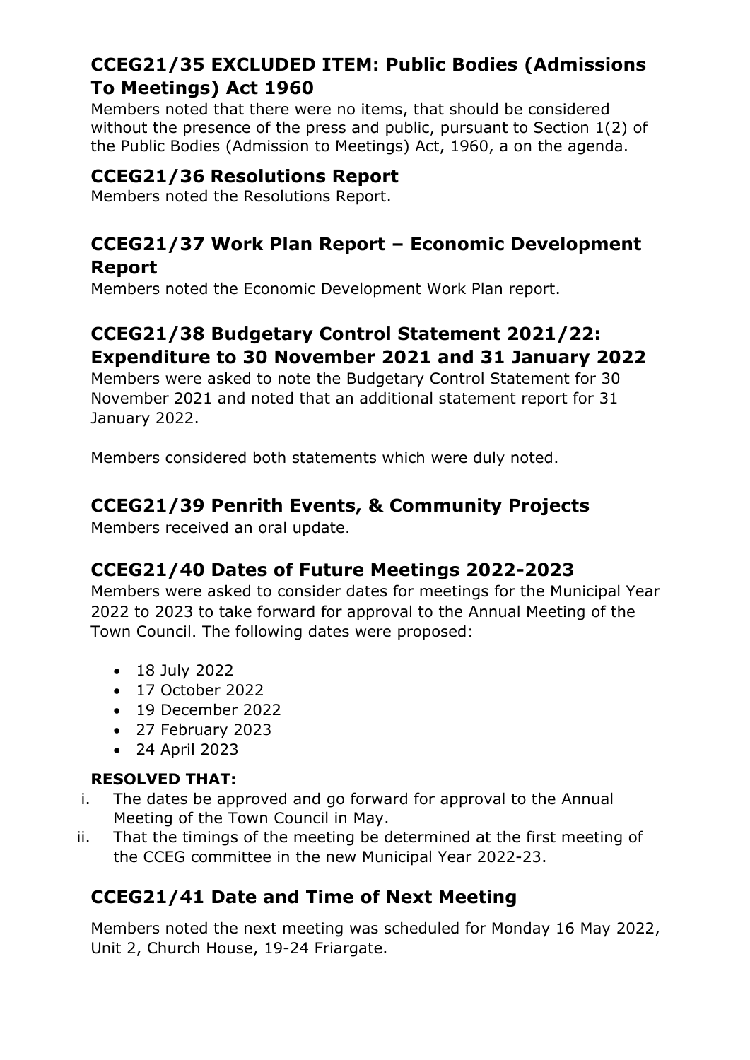## CCEG21/35 EXCLUDED ITEM: Public Bodies (Admissions To Meetings) Act 1960

Members noted that there were no items, that should be considered without the presence of the press and public, pursuant to Section 1(2) of the Public Bodies (Admission to Meetings) Act, 1960, a on the agenda.

## CCEG21/36 Resolutions Report

Members noted the Resolutions Report.

## CCEG21/37 Work Plan Report – Economic Development Report

Members noted the Economic Development Work Plan report.

## CCEG21/38 Budgetary Control Statement 2021/22: Expenditure to 30 November 2021 and 31 January 2022

Members were asked to note the Budgetary Control Statement for 30 November 2021 and noted that an additional statement report for 31 January 2022.

Members considered both statements which were duly noted.

## CCEG21/39 Penrith Events, & Community Projects

Members received an oral update.

## CCEG21/40 Dates of Future Meetings 2022-2023

Members were asked to consider dates for meetings for the Municipal Year 2022 to 2023 to take forward for approval to the Annual Meeting of the Town Council. The following dates were proposed:

- 18 July 2022
- 17 October 2022
- 19 December 2022
- 27 February 2023
- 24 April 2023

**RESOLVED THAT:**

i. The dates be approved and go forward for approval to the Annual Meeting of the Town Council in May.
ii. That the timings of the meeting be determined at the first meeting of the CCEG committee in the new Municipal Year 2022-23.

## CCEG21/41 Date and Time of Next Meeting

Members noted the next meeting was scheduled for Monday 16 May 2022, Unit 2, Church House, 19-24 Friargate.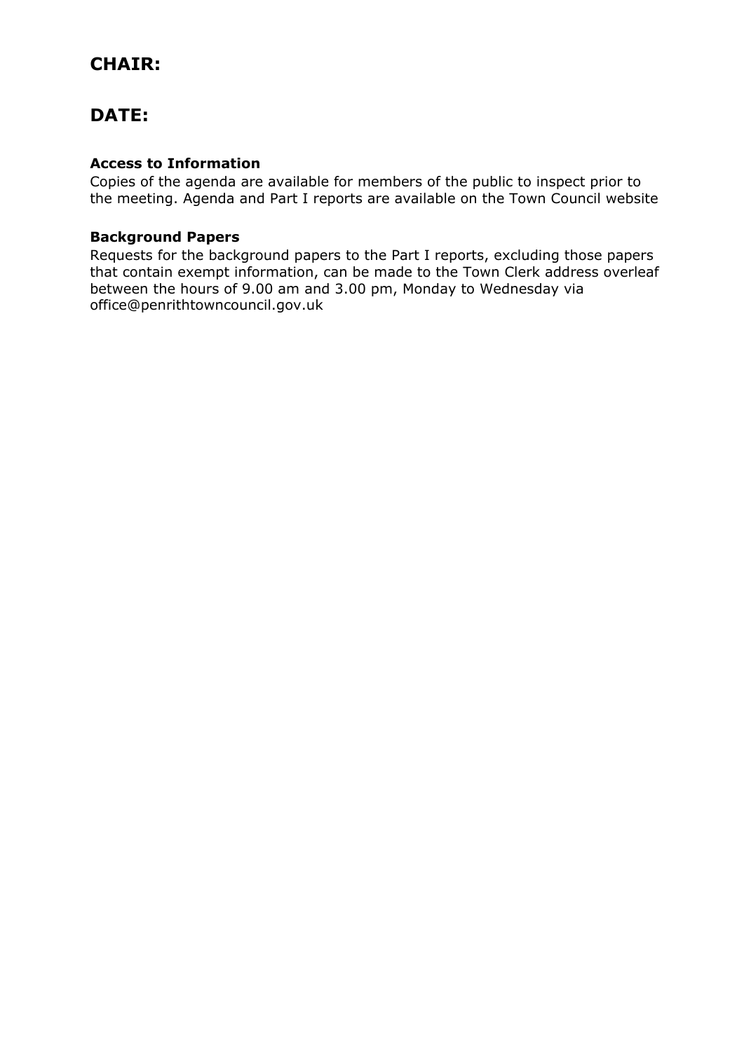## CHAIR:

## DATE:

**Access to Information**
Copies of the agenda are available for members of the public to inspect prior to the meeting. Agenda and Part I reports are available on the Town Council website

**Background Papers**
Requests for the background papers to the Part I reports, excluding those papers that contain exempt information, can be made to the Town Clerk address overleaf between the hours of 9.00 am and 3.00 pm, Monday to Wednesday via office@penrithtowncouncil.gov.uk